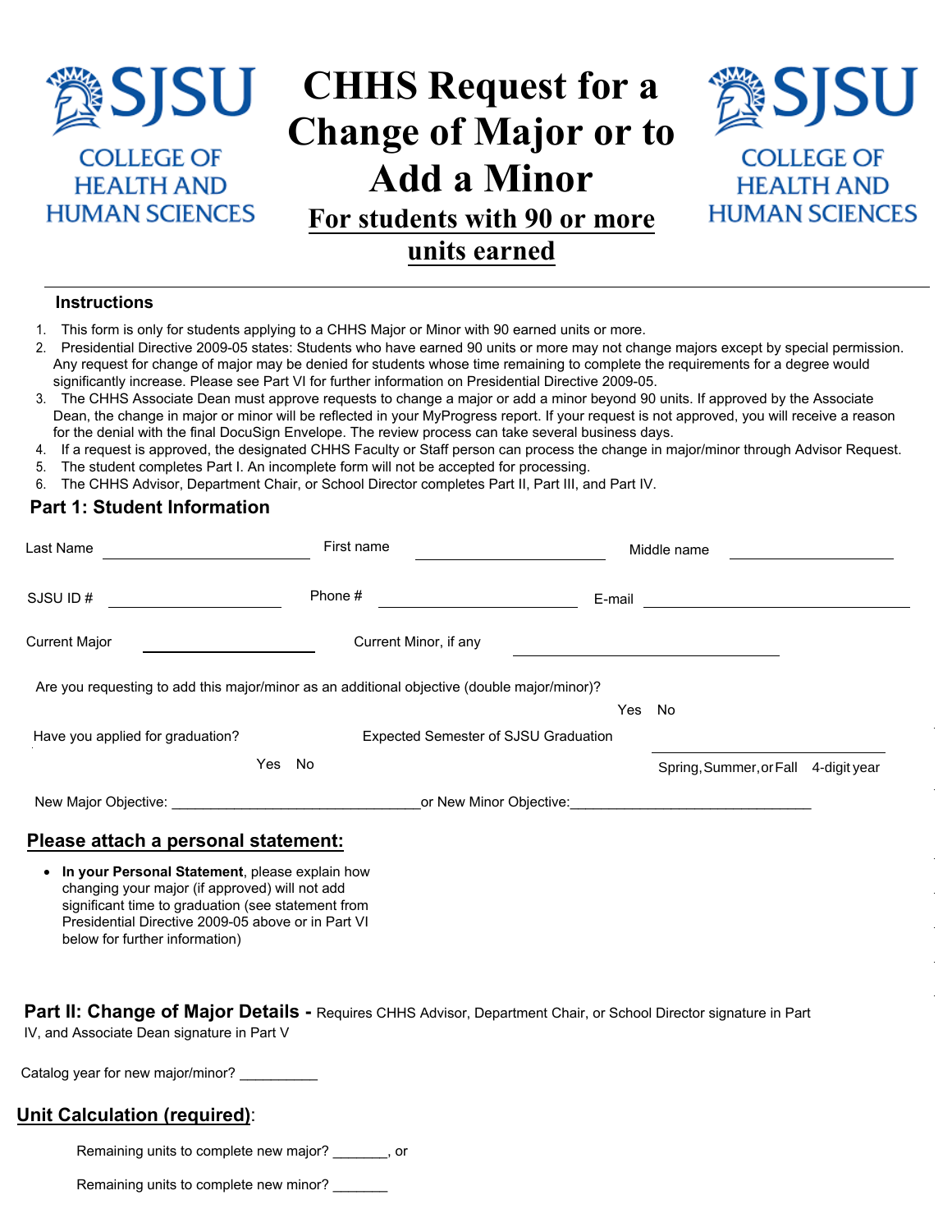SJSU COLLEGE OF HEALTH AND HUMAN SCIENCES

# CHHS Request for a Change of Major or to Add a Minor

## For students with 90 or more units earned

SJSU COLLEGE OF HEALTH AND HUMAN SCIENCES

### Instructions

1. This form is only for students applying to a CHHS Major or Minor with 90 earned units or more.
2. Presidential Directive 2009-05 states: Students who have earned 90 units or more may not change majors except by special permission. Any request for change of major may be denied for students whose time remaining to complete the requirements for a degree would significantly increase. Please see Part VI for further information on Presidential Directive 2009-05.
3. The CHHS Associate Dean must approve requests to change a major or add a minor beyond 90 units. If approved by the Associate Dean, the change in major or minor will be reflected in your MyProgress report. If your request is not approved, you will receive a reason for the denial with the final DocuSign Envelope. The review process can take several business days.
4. If a request is approved, the designated CHHS Faculty or Staff person can process the change in major/minor through Advisor Request.
5. The student completes Part I. An incomplete form will not be accepted for processing.
6. The CHHS Advisor, Department Chair, or School Director completes Part II, Part III, and Part IV.

### Part 1: Student Information

Last Name ____________________ First name ____________________ Middle name ____________________

SJSU ID # ____________________ Phone # ____________________ E-mail ____________________

Current Major ____________________ Current Minor, if any ____________________

Are you requesting to add this major/minor as an additional objective (double major/minor)?

Yes No

Have you applied for graduation? Yes No

Expected Semester of SJSU Graduation ____________________
Spring, Summer, or Fall 4-digit year

New Major Objective: ______________________________ or New Minor Objective: ______________________________

### Please attach a personal statement:

- **In your Personal Statement**, please explain how changing your major (if approved) will not add significant time to graduation (see statement from Presidential Directive 2009-05 above or in Part VI below for further information)

### Part II: Change of Major Details - Requires CHHS Advisor, Department Chair, or School Director signature in Part IV, and Associate Dean signature in Part V

Catalog year for new major/minor? __________

### Unit Calculation (required):

Remaining units to complete new major? _______, or

Remaining units to complete new minor? _______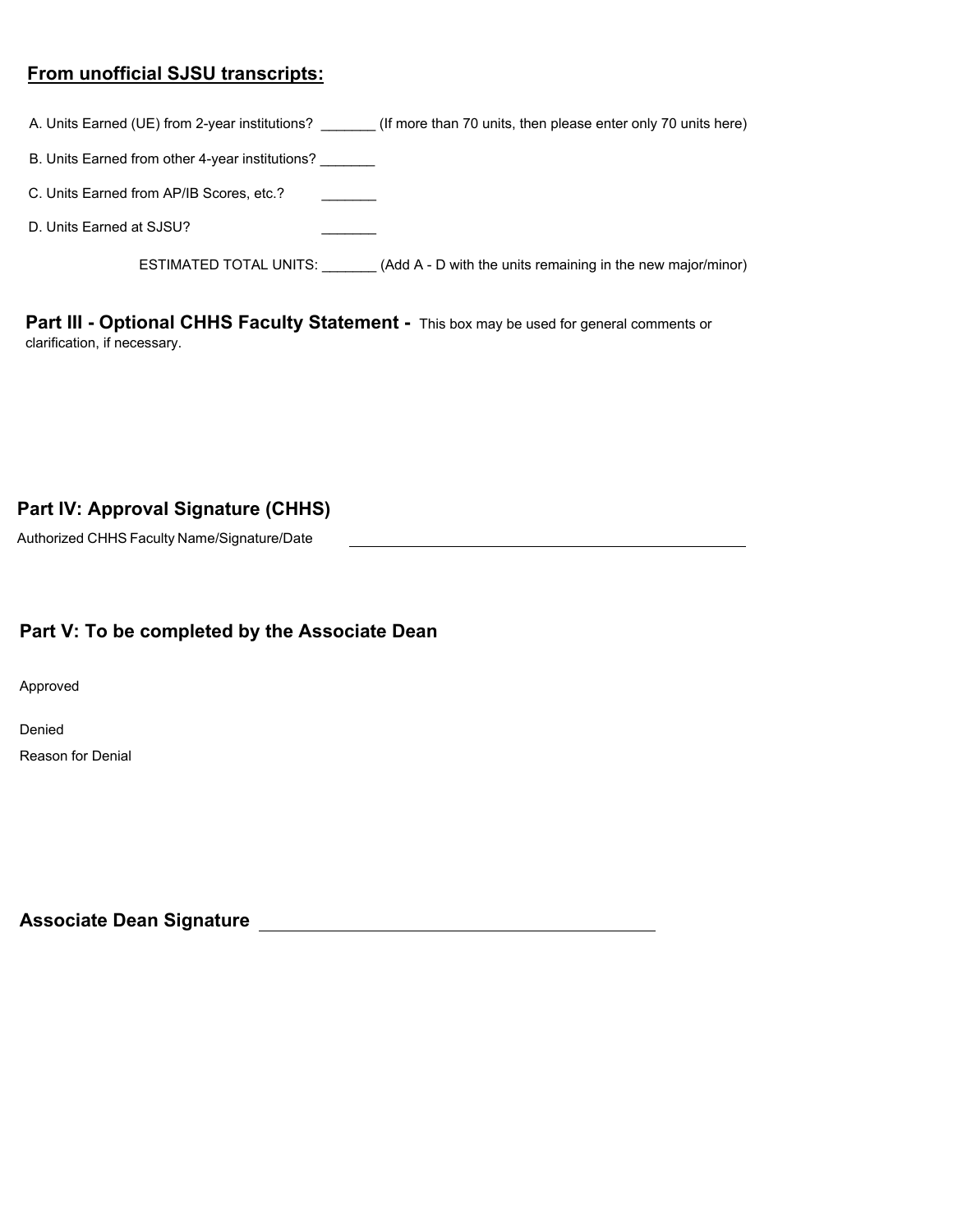**From unofficial SJSU transcripts:**

A. Units Earned (UE) from 2-year institutions? _______ (If more than 70 units, then please enter only 70 units here)

B. Units Earned from other 4-year institutions? _______

C. Units Earned from AP/IB Scores, etc.? _______

D. Units Earned at SJSU? _______

ESTIMATED TOTAL UNITS: _______ (Add A - D with the units remaining in the new major/minor)

## Part III - Optional CHHS Faculty Statement -

This box may be used for general comments or clarification, if necessary.

## Part IV: Approval Signature (CHHS)

Authorized CHHS Faculty Name/Signature/Date ______________________________

## Part V: To be completed by the Associate Dean

Approved

Denied

Reason for Denial

**Associate Dean Signature** ______________________________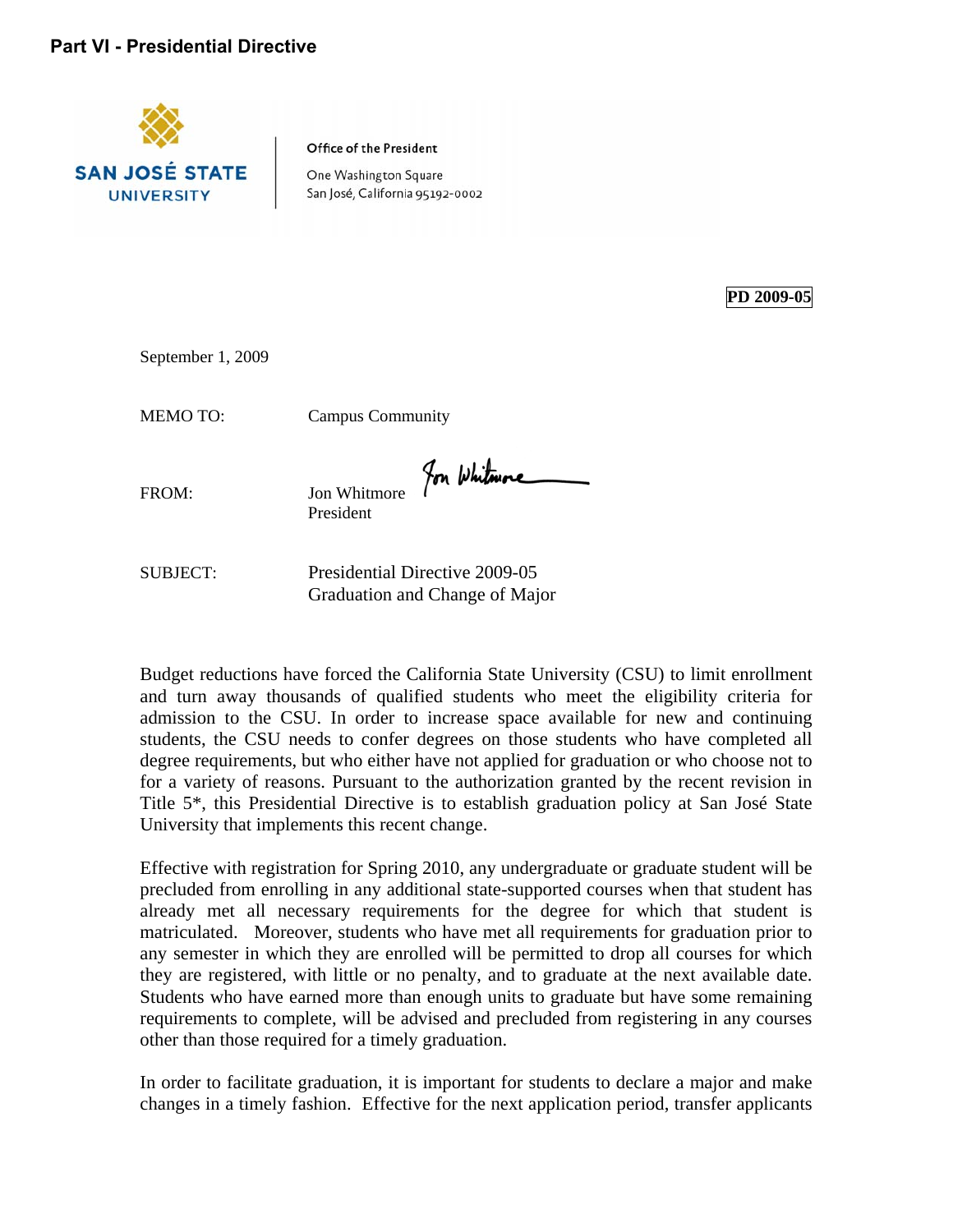## Part VI - Presidential Directive

**SAN JOSÉ STATE UNIVERSITY**

Office of the President
One Washington Square
San José, California 95192-0002

**PD 2009-05**

September 1, 2009

MEMO TO: Campus Community

FROM: Jon Whitmore
President

SUBJECT: Presidential Directive 2009-05
Graduation and Change of Major

Budget reductions have forced the California State University (CSU) to limit enrollment and turn away thousands of qualified students who meet the eligibility criteria for admission to the CSU. In order to increase space available for new and continuing students, the CSU needs to confer degrees on those students who have completed all degree requirements, but who either have not applied for graduation or who choose not to for a variety of reasons. Pursuant to the authorization granted by the recent revision in Title 5*, this Presidential Directive is to establish graduation policy at San José State University that implements this recent change.

Effective with registration for Spring 2010, any undergraduate or graduate student will be precluded from enrolling in any additional state-supported courses when that student has already met all necessary requirements for the degree for which that student is matriculated. Moreover, students who have met all requirements for graduation prior to any semester in which they are enrolled will be permitted to drop all courses for which they are registered, with little or no penalty, and to graduate at the next available date. Students who have earned more than enough units to graduate but have some remaining requirements to complete, will be advised and precluded from registering in any courses other than those required for a timely graduation.

In order to facilitate graduation, it is important for students to declare a major and make changes in a timely fashion. Effective for the next application period, transfer applicants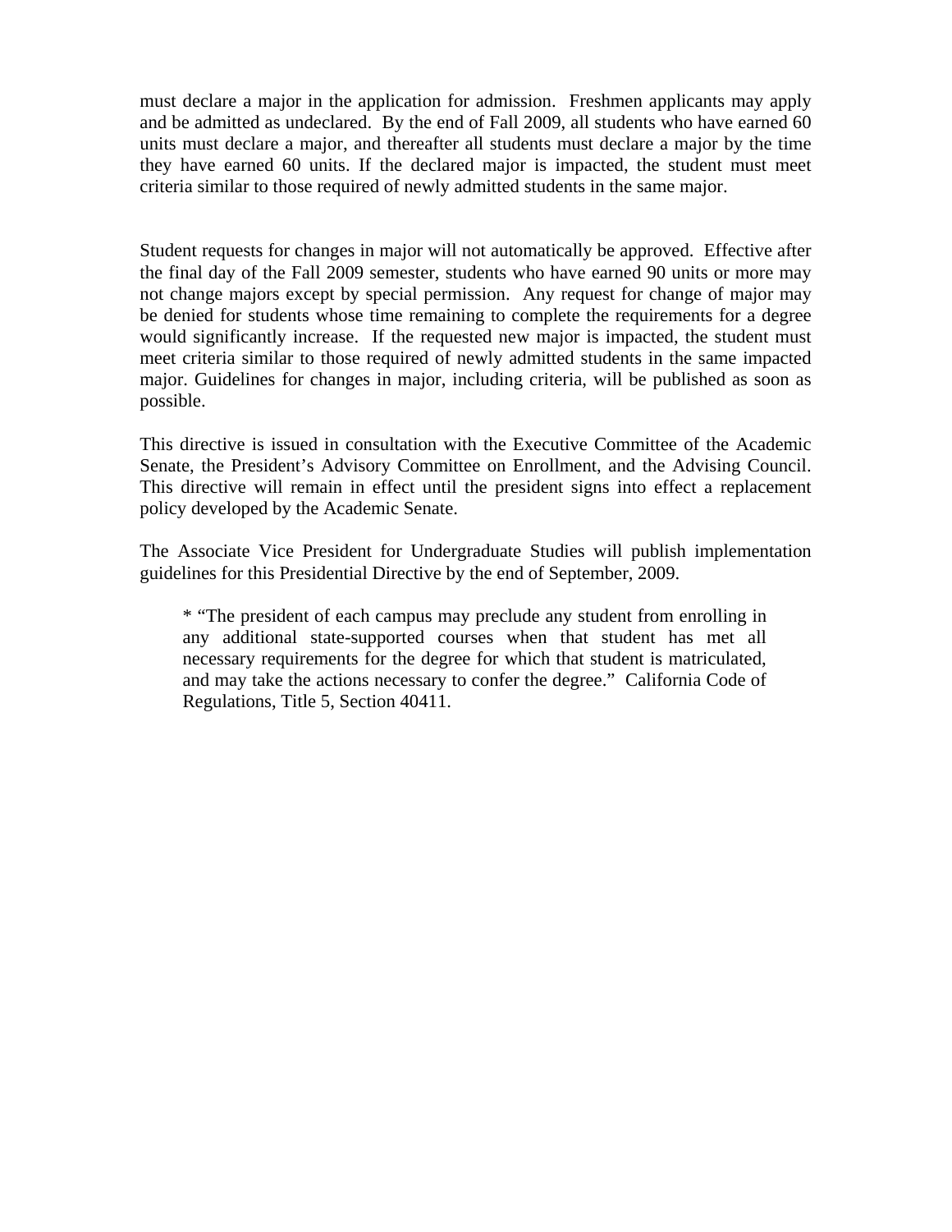must declare a major in the application for admission. Freshmen applicants may apply and be admitted as undeclared. By the end of Fall 2009, all students who have earned 60 units must declare a major, and thereafter all students must declare a major by the time they have earned 60 units. If the declared major is impacted, the student must meet criteria similar to those required of newly admitted students in the same major.

Student requests for changes in major will not automatically be approved. Effective after the final day of the Fall 2009 semester, students who have earned 90 units or more may not change majors except by special permission. Any request for change of major may be denied for students whose time remaining to complete the requirements for a degree would significantly increase. If the requested new major is impacted, the student must meet criteria similar to those required of newly admitted students in the same impacted major. Guidelines for changes in major, including criteria, will be published as soon as possible.

This directive is issued in consultation with the Executive Committee of the Academic Senate, the President's Advisory Committee on Enrollment, and the Advising Council. This directive will remain in effect until the president signs into effect a replacement policy developed by the Academic Senate.

The Associate Vice President for Undergraduate Studies will publish implementation guidelines for this Presidential Directive by the end of September, 2009.

> * "The president of each campus may preclude any student from enrolling in any additional state-supported courses when that student has met all necessary requirements for the degree for which that student is matriculated, and may take the actions necessary to confer the degree." California Code of Regulations, Title 5, Section 40411.